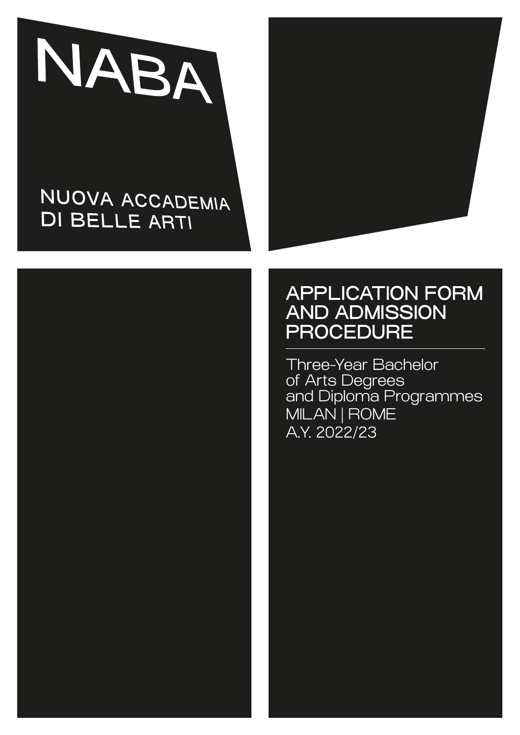NABA

NUOVA ACCADEMIA DI BELLE ARTI

# APPLICATION FORM AND ADMISSION PROCEDURE

Three-Year Bachelor of Arts Degrees and Diploma Programmes

MILAN | ROME

A.Y. 2022/23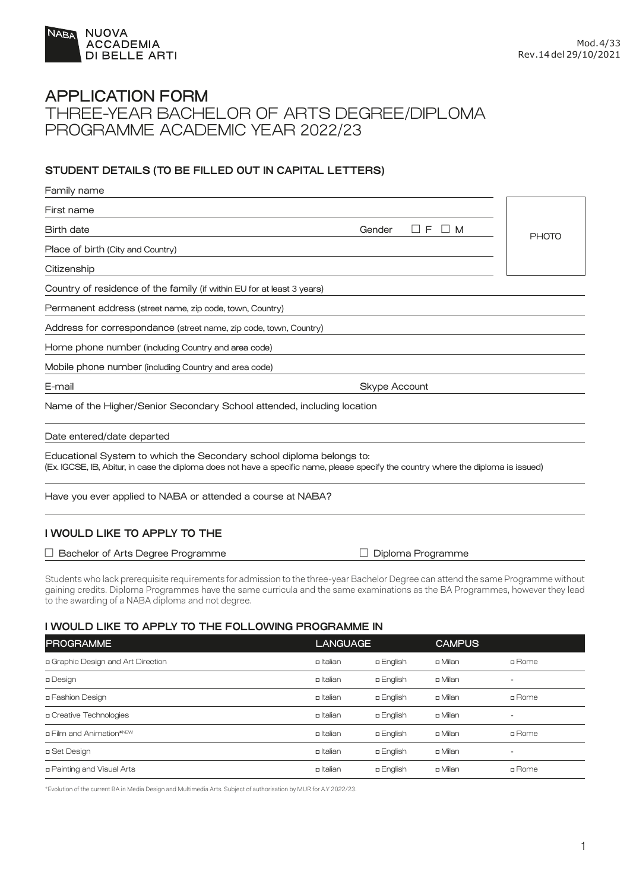NABA NUOVA ACCADEMIA DI BELLE ARTI

Mod.4/33
Rev.14 del 29/10/2021

# APPLICATION FORM

## THREE-YEAR BACHELOR OF ARTS DEGREE/DIPLOMA PROGRAMME ACADEMIC YEAR 2022/23

### STUDENT DETAILS (TO BE FILLED OUT IN CAPITAL LETTERS)

Family name

First name

Birth date — Gender ☐ F ☐ M

PHOTO

Place of birth (City and Country)

Citizenship

Country of residence of the family (if within EU for at least 3 years)

Permanent address (street name, zip code, town, Country)

Address for correspondance (street name, zip code, town, Country)

Home phone number (including Country and area code)

Mobile phone number (including Country and area code)

E-mail — Skype Account

Name of the Higher/Senior Secondary School attended, including location

Date entered/date departed

Educational System to which the Secondary school diploma belongs to:
(Ex. IGCSE, IB, Abitur, in case the diploma does not have a specific name, please specify the country where the diploma is issued)

Have you ever applied to NABA or attended a course at NABA?

### I WOULD LIKE TO APPLY TO THE

☐ Bachelor of Arts Degree Programme ☐ Diploma Programme

Students who lack prerequisite requirements for admission to the three-year Bachelor Degree can attend the same Programme without gaining credits. Diploma Programmes have the same curricula and the same examinations as the BA Programmes, however they lead to the awarding of a NABA diploma and not degree.

### I WOULD LIKE TO APPLY TO THE FOLLOWING PROGRAMME IN

| PROGRAMME | LANGUAGE | | CAMPUS | |
|---|---|---|---|---|
| ☐ Graphic Design and Art Direction | ☐ Italian | ☐ English | ☐ Milan | ☐ Rome |
| ☐ Design | ☐ Italian | ☐ English | ☐ Milan | - |
| ☐ Fashion Design | ☐ Italian | ☐ English | ☐ Milan | ☐ Rome |
| ☐ Creative Technologies | ☐ Italian | ☐ English | ☐ Milan | - |
| ☐ Film and Animation*NEW | ☐ Italian | ☐ English | ☐ Milan | ☐ Rome |
| ☐ Set Design | ☐ Italian | ☐ English | ☐ Milan | - |
| ☐ Painting and Visual Arts | ☐ Italian | ☐ English | ☐ Milan | ☐ Rome |

*Evolution of the current BA in Media Design and Multimedia Arts. Subject of authorisation by MUR for A.Y 2022/23.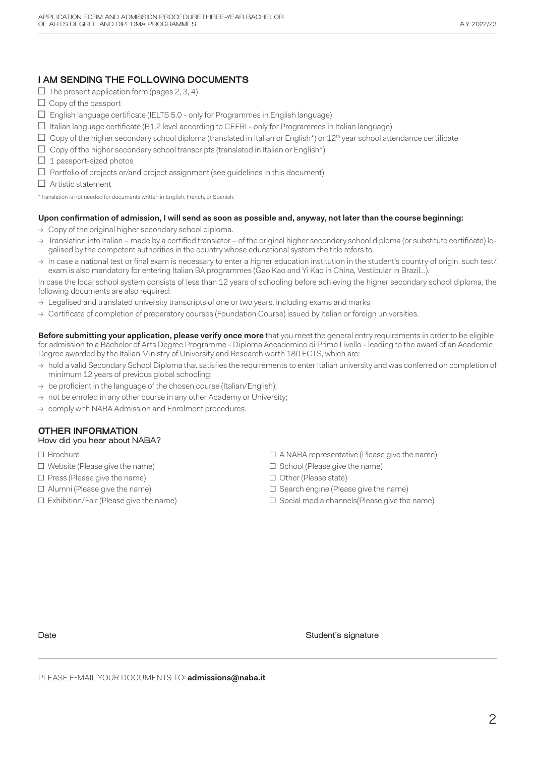## I AM SENDING THE FOLLOWING DOCUMENTS

- ☐ The present application form (pages 2, 3, 4)
- ☐ Copy of the passport
- ☐ English language certificate (IELTS 5.0 - only for Programmes in English language)
- ☐ Italian language certificate (B1.2 level according to CEFRL- only for Programmes in Italian language)
- ☐ Copy of the higher secondary school diploma (translated in Italian or English*) or 12th year school attendance certificate
- ☐ Copy of the higher secondary school transcripts (translated in Italian or English*)
- ☐ 1 passport-sized photos
- ☐ Portfolio of projects or/and project assignment (see guidelines in this document)
- ☐ Artistic statement

*Translation is not needed for documents written in English, French, or Spanish.

**Upon confirmation of admission, I will send as soon as possible and, anyway, not later than the course beginning:**

- → Copy of the original higher secondary school diploma.
- → Translation into Italian – made by a certified translator – of the original higher secondary school diploma (or substitute certificate) legalised by the competent authorities in the country whose educational system the title refers to.
- → In case a national test or final exam is necessary to enter a higher education institution in the student's country of origin, such test/exam is also mandatory for entering Italian BA programmes (Gao Kao and Yi Kao in China, Vestibular in Brazil...).

In case the local school system consists of less than 12 years of schooling before achieving the higher secondary school diploma, the following documents are also required:

- → Legalised and translated university transcripts of one or two years, including exams and marks;
- → Certificate of completion of preparatory courses (Foundation Course) issued by Italian or foreign universities.

**Before submitting your application, please verify once more** that you meet the general entry requirements in order to be eligible for admission to a Bachelor of Arts Degree Programme - Diploma Accademico di Primo Livello - leading to the award of an Academic Degree awarded by the Italian Ministry of University and Research worth 180 ECTS, which are:

- → hold a valid Secondary School Diploma that satisfies the requirements to enter Italian university and was conferred on completion of minimum 12 years of previous global schooling;
- → be proficient in the language of the chosen course (Italian/English);
- → not be enroled in any other course in any other Academy or University;
- → comply with NABA Admission and Enrolment procedures.

## OTHER INFORMATION

How did you hear about NABA?

- ☐ Brochure
- ☐ Website (Please give the name)
- ☐ Press (Please give the name)
- ☐ Alumni (Please give the name)
- ☐ Exhibition/Fair (Please give the name)
- ☐ A NABA representative (Please give the name)
- ☐ School (Please give the name)
- ☐ Other (Please state)
- ☐ Search engine (Please give the name)
- ☐ Social media channels(Please give the name)

Date

Student's signature

PLEASE E-MAIL YOUR DOCUMENTS TO: **admissions@naba.it**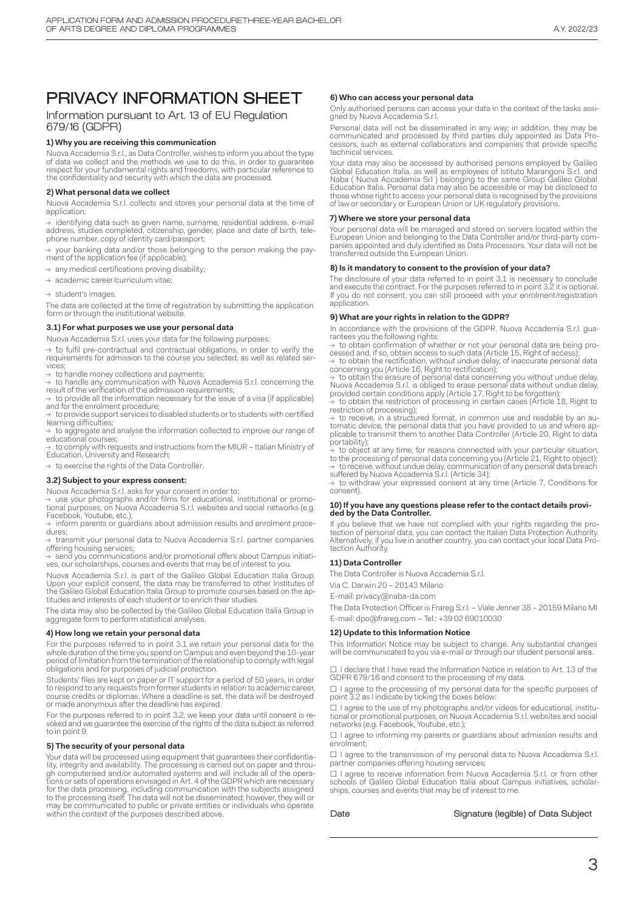# PRIVACY INFORMATION SHEET

## Information pursuant to Art. 13 of EU Regulation 679/16 (GDPR)

### 1) Why you are receiving this communication

Nuova Accademia S.r.l., as Data Controller, wishes to inform you about the type of data we collect and the methods we use to do this, in order to guarantee respect for your fundamental rights and freedoms, with particular reference to the confidentiality and security with which the data are processed.

### 2) What personal data we collect

Nuova Accademia S.r.l. collects and stores your personal data at the time of application:

→ identifying data such as given name, surname, residential address, e-mail address, studies completed, citizenship, gender, place and date of birth, telephone number, copy of identity card/passport;

→ your banking data and/or those belonging to the person making the payment of the application fee (if applicable);

→ any medical certifications proving disability;

→ academic career/curriculum vitae;

→ student's images.

The data are collected at the time of registration by submitting the application form or through the institutional website.

### 3.1) For what purposes we use your personal data

Nuova Accademia S.r.l. uses your data for the following purposes:

→ to fulfil pre-contractual and contractual obligations, in order to verify the requirements for admission to the course you selected, as well as related services;

→ to handle money collections and payments;

→ to handle any communication with Nuova Accademia S.r.l. concerning the result of the verification of the admission requirements;

→ to provide all the information necessary for the issue of a visa (if applicable) and for the enrolment procedure;

→ to provide support services to disabled students or to students with certified learning difficulties;

→ to aggregate and analyse the information collected to improve our range of educational courses;

→ to comply with requests and instructions from the MIUR – Italian Ministry of Education, University and Research;

→ to exercise the rights of the Data Controller.

### 3.2) Subject to your express consent:

Nuova Accademia S.r.l. asks for your consent in order to:

→ use your photographs and/or films for educational, institutional or promotional purposes, on Nuova Accademia S.r.l. websites and social networks (e.g. Facebook, Youtube, etc.);

→ inform parents or guardians about admission results and enrolment procedures;

→ transmit your personal data to Nuova Accademia S.r.l. partner companies offering housing services;

→ send you communications and/or promotional offers about Campus initiatives, our scholarships, courses and events that may be of interest to you.

Nuova Accademia S.r.l. is part of the Galileo Global Education Italia Group. Upon your explicit consent, the data may be transferred to other Institutes of the Galileo Global Education Italia Group to promote courses based on the aptitudes and interests of each student or to enrich their studies.

The data may also be collected by the Galileo Global Education Italia Group in aggregate form to perform statistical analyses.

### 4) How long we retain your personal data

For the purposes referred to in point 3.1 we retain your personal data for the whole duration of the time you spend on Campus and even beyond the 10-year period of limitation from the termination of the relationship to comply with legal obligations and for purposes of judicial protection.

Students' files are kept on paper or IT support for a period of 50 years, in order to respond to any requests from former students in relation to academic career, course credits or diplomas. Where a deadline is set, the data will be destroyed or made anonymous after the deadline has expired.

For the purposes referred to in point 3.2, we keep your data until consent is revoked and we guarantee the exercise of the rights of the data subject as referred to in point 9.

### 5) The security of your personal data

Your data will be processed using equipment that guarantees their confidentiality, integrity and availability. The processing is carried out on paper and through computerised and/or automated systems and will include all of the operations or sets of operations envisaged in Art. 4 of the GDPR which are necessary for the data processing, including communication with the subjects assigned to the processing itself. The data will not be disseminated; however, they will or may be communicated to public or private entities or individuals who operate within the context of the purposes described above.

### 6) Who can access your personal data

Only authorised persons can access your data in the context of the tasks assigned by Nuova Accademia S.r.l.

Personal data will not be disseminated in any way; in addition, they may be communicated and processed by third parties duly appointed as Data Processors, such as external collaborators and companies that provide specific technical services.

Your data may also be accessed by authorised persons employed by Galileo Global Education Italia, as well as employees of Istituto Marangoni S.r.l. and Naba ( Nuova Accademia Srl ) belonging to the same Group Galileo Global Education Italia. Personal data may also be accessible or may be disclosed to those whose right to access your personal data is recognised by the provisions of law or secondary or European Union or UK regulatory provisions.

### 7) Where we store your personal data

Your personal data will be managed and stored on servers located within the European Union and belonging to the Data Controller and/or third-party companies appointed and duly identified as Data Processors. Your data will not be transferred outside the European Union.

### 8) Is it mandatory to consent to the provision of your data?

The disclosure of your data referred to in point 3.1 is necessary to conclude and execute the contract. For the purposes referred to in point 3.2 it is optional. If you do not consent, you can still proceed with your enrolment/registration application.

### 9) What are your rights in relation to the GDPR?

In accordance with the provisions of the GDPR, Nuova Accademia S.r.l. guarantees you the following rights:

→ to obtain confirmation of whether or not your personal data are being processed and, if so, obtain access to such data (Article 15, Right of access);

→ to obtain the rectification, without undue delay, of inaccurate personal data concerning you (Article 16, Right to rectification);

→ to obtain the erasure of personal data concerning you without undue delay. Nuova Accademia S.r.l. is obliged to erase personal data without undue delay, provided certain conditions apply (Article 17, Right to be forgotten);

→ to obtain the restriction of processing in certain cases (Article 18, Right to restriction of processing);

→ to receive, in a structured format, in common use and readable by an automatic device, the personal data that you have provided to us and where applicable to transmit them to another Data Controller (Article 20, Right to data portability);

→ to object at any time, for reasons connected with your particular situation, to the processing of personal data concerning you (Article 21, Right to object);

→ to receive, without undue delay, communication of any personal data breach suffered by Nuova Accademia S.r.l. (Article 34);

→ to withdraw your expressed consent at any time (Article 7, Conditions for consent).

### 10) If you have any questions please refer to the contact details provided by the Data Controller.

If you believe that we have not complied with your rights regarding the protection of personal data, you can contact the Italian Data Protection Authority. Alternatively, if you live in another country, you can contact your local Data Protection Authority.

### 11) Data Controller

The Data Controller is Nuova Accademia S.r.l.

Via C. Darwin 20 – 20143 Milano

E-mail: privacy@naba-da.com

The Data Protection Officer is Frareg S.r.l. – Viale Jenner 38 – 20159 Milano MI

E-mail: dpo@frareg.com – Tel.: +39 02 69010030

### 12) Update to this Information Notice

This Information Notice may be subject to change. Any substantial changes will be communicated to you via e-mail or through our student personal area.

☐ I declare that I have read the Information Notice in relation to Art. 13 of the GDPR 679/16 and consent to the processing of my data.

☐ I agree to the processing of my personal data for the specific purposes of point 3.2 as I indicate by ticking the boxes below:

☐ I agree to the use of my photographs and/or videos for educational, institutional or promotional purposes, on Nuova Accademia S.r.l. websites and social networks (e.g. Facebook, Youtube, etc.);

☐ I agree to informing my parents or guardians about admission results and enrolment;

☐ I agree to the transmission of my personal data to Nuova Accademia S.r.l. partner companies offering housing services;

☐ I agree to receive information from Nuova Accademia S.r.l. or from other schools of Galileo Global Education Italia about Campus initiatives, scholarships, courses and events that may be of interest to me.

Date Signature (legible) of Data Subject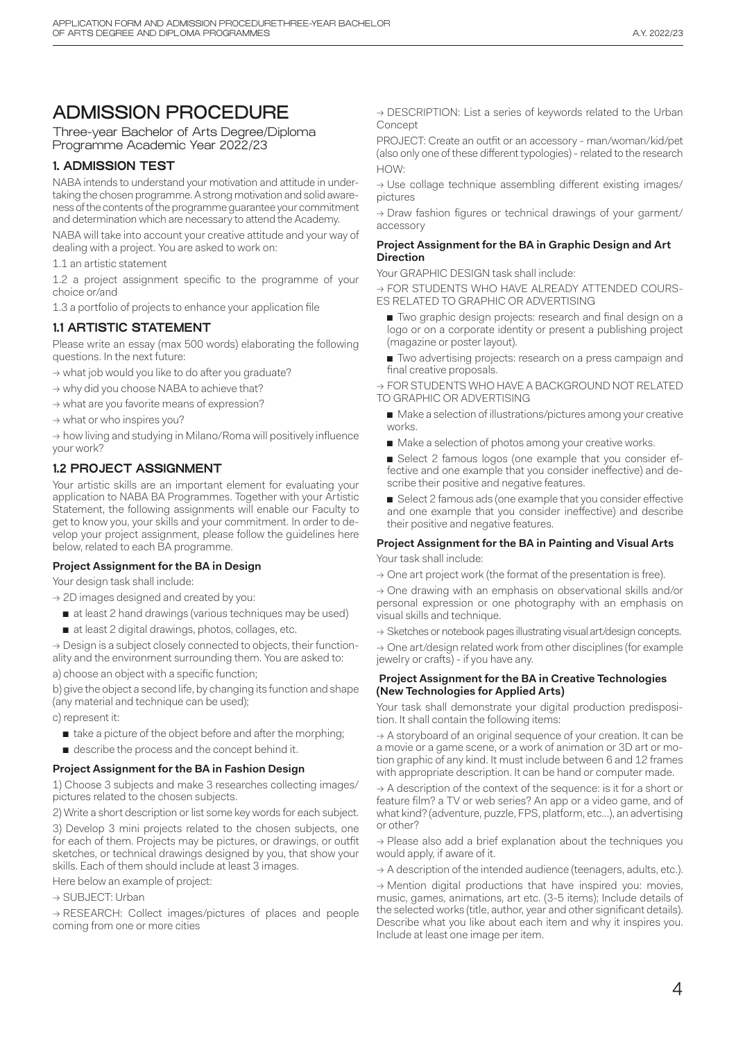# ADMISSION PROCEDURE

Three-year Bachelor of Arts Degree/Diploma Programme Academic Year 2022/23

## 1. ADMISSION TEST

NABA intends to understand your motivation and attitude in undertaking the chosen programme. A strong motivation and solid awareness of the contents of the programme guarantee your commitment and determination which are necessary to attend the Academy.

NABA will take into account your creative attitude and your way of dealing with a project. You are asked to work on:

1.1 an artistic statement

1.2 a project assignment specific to the programme of your choice or/and

1.3 a portfolio of projects to enhance your application file

## 1.1 ARTISTIC STATEMENT

Please write an essay (max 500 words) elaborating the following questions. In the next future:

→ what job would you like to do after you graduate?

→ why did you choose NABA to achieve that?

→ what are you favorite means of expression?

→ what or who inspires you?

→ how living and studying in Milano/Roma will positively influence your work?

## 1.2 PROJECT ASSIGNMENT

Your artistic skills are an important element for evaluating your application to NABA BA Programmes. Together with your Artistic Statement, the following assignments will enable our Faculty to get to know you, your skills and your commitment. In order to develop your project assignment, please follow the guidelines here below, related to each BA programme.

### Project Assignment for the BA in Design

Your design task shall include:

→ 2D images designed and created by you:

- at least 2 hand drawings (various techniques may be used)
- at least 2 digital drawings, photos, collages, etc.

→ Design is a subject closely connected to objects, their functionality and the environment surrounding them. You are asked to:

a) choose an object with a specific function;

b) give the object a second life, by changing its function and shape (any material and technique can be used);

c) represent it:

- take a picture of the object before and after the morphing;
- describe the process and the concept behind it.

### Project Assignment for the BA in Fashion Design

1) Choose 3 subjects and make 3 researches collecting images/pictures related to the chosen subjects.

2) Write a short description or list some key words for each subject.

3) Develop 3 mini projects related to the chosen subjects, one for each of them. Projects may be pictures, or drawings, or outfit sketches, or technical drawings designed by you, that show your skills. Each of them should include at least 3 images.

Here below an example of project:

→ SUBJECT: Urban

→ RESEARCH: Collect images/pictures of places and people coming from one or more cities

→ DESCRIPTION: List a series of keywords related to the Urban Concept

PROJECT: Create an outfit or an accessory - man/woman/kid/pet (also only one of these different typologies) - related to the research

HOW:

→ Use collage technique assembling different existing images/pictures

→ Draw fashion figures or technical drawings of your garment/accessory

### Project Assignment for the BA in Graphic Design and Art Direction

Your GRAPHIC DESIGN task shall include:

→ FOR STUDENTS WHO HAVE ALREADY ATTENDED COURSES RELATED TO GRAPHIC OR ADVERTISING

- Two graphic design projects: research and final design on a logo or on a corporate identity or present a publishing project (magazine or poster layout).
- Two advertising projects: research on a press campaign and final creative proposals.

→ FOR STUDENTS WHO HAVE A BACKGROUND NOT RELATED TO GRAPHIC OR ADVERTISING

- Make a selection of illustrations/pictures among your creative works.
- Make a selection of photos among your creative works.
- Select 2 famous logos (one example that you consider effective and one example that you consider ineffective) and describe their positive and negative features.
- Select 2 famous ads (one example that you consider effective and one example that you consider ineffective) and describe their positive and negative features.

### Project Assignment for the BA in Painting and Visual Arts

Your task shall include:

→ One art project work (the format of the presentation is free).

→ One drawing with an emphasis on observational skills and/or personal expression or one photography with an emphasis on visual skills and technique.

→ Sketches or notebook pages illustrating visual art/design concepts.

→ One art/design related work from other disciplines (for example jewelry or crafts) - if you have any.

### Project Assignment for the BA in Creative Technologies (New Technologies for Applied Arts)

Your task shall demonstrate your digital production predisposition. It shall contain the following items:

→ A storyboard of an original sequence of your creation. It can be a movie or a game scene, or a work of animation or 3D art or motion graphic of any kind. It must include between 6 and 12 frames with appropriate description. It can be hand or computer made.

→ A description of the context of the sequence: is it for a short or feature film? a TV or web series? An app or a video game, and of what kind? (adventure, puzzle, FPS, platform, etc...), an advertising or other?

→ Please also add a brief explanation about the techniques you would apply, if aware of it.

→ A description of the intended audience (teenagers, adults, etc.).

→ Mention digital productions that have inspired you: movies, music, games, animations, art etc. (3-5 items); Include details of the selected works (title, author, year and other significant details). Describe what you like about each item and why it inspires you. Include at least one image per item.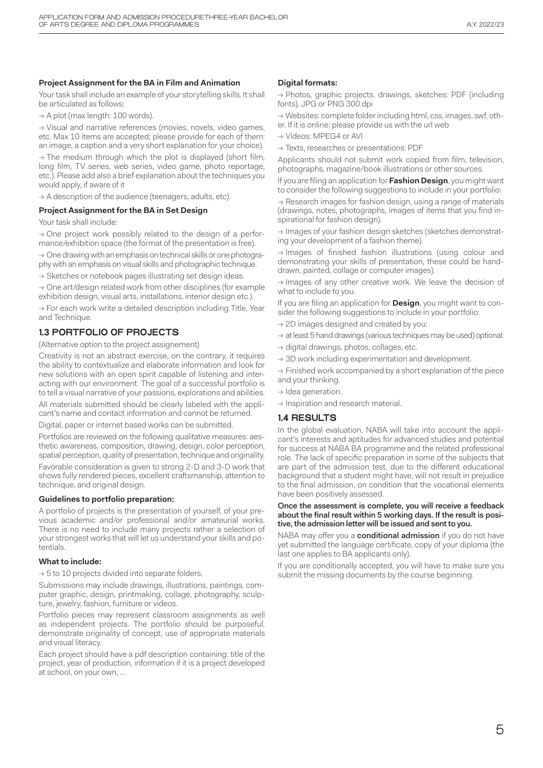**Project Assignment for the BA in Film and Animation**

Your task shall include an example of your storytelling skills. It shall be articulated as follows:

→ A plot (max length: 100 words).

→ Visual and narrative references (movies, novels, video games, etc. Max 10 items are accepted; please provide for each of them: an image, a caption and a very short explanation for your choice).

→ The medium through which the plot is displayed (short film, long film, TV series, web series, video game, photo reportage, etc.). Please add also a brief explanation about the techniques you would apply, if aware of it

→ A description of the audience (teenagers, adults, etc).

**Project Assignment for the BA in Set Design**

Your task shall include:

→ One project work possibly related to the design of a performance/exhibition space (the format of the presentation is free).

→ One drawing with an emphasis on technical skills or one photography with an emphasis on visual skills and photographic technique.

→ Sketches or notebook pages illustrating set design ideas.

→ One art/design related work from other disciplines (for example exhibition design, visual arts, installations, interior design etc.).

→ For each work write a detailed description including Title, Year and Technique.

## 1.3 PORTFOLIO OF PROJECTS

(Alternative option to the project assignement)

Creativity is not an abstract exercise, on the contrary, it requires the ability to contextualize and elaborate information and look for new solutions with an open spirit capable of listening and interacting with our environment. The goal of a successful portfolio is to tell a visual narrative of your passions, explorations and abilities.

All materials submitted should be clearly labeled with the applicant's name and contact information and cannot be returned.

Digital, paper or internet based works can be submitted.

Portfolios are reviewed on the following qualitative measures: aesthetic awareness, composition, drawing, design, color perception, spatial perception, quality of presentation, technique and originality.

Favorable consideration is given to strong 2-D and 3-D work that shows fully rendered pieces, excellent craftsmanship, attention to technique, and original design.

**Guidelines to portfolio preparation:**

A portfolio of projects is the presentation of yourself, of your previous academic and/or professional and/or amateurial works. There is no need to include many projects rather a selection of your strongest works that will let us understand your skills and potentials.

**What to include:**

→ 5 to 10 projects divided into separate folders.

Submissions may include drawings, illustrations, paintings, computer graphic, design, printmaking, collage, photography, sculpture, jewelry, fashion, furniture or videos.

Portfolio pieces may represent classroom assignments as well as independent projects. The portfolio should be purposeful, demonstrate originality of concept, use of appropriate materials and visual literacy.

Each project should have a pdf description containing: title of the project, year of production, information if it is a project developed at school, on your own, ...

**Digital formats:**

→ Photos, graphic projects, drawings, sketches: PDF (including fonts), JPG or PNG 300 dpi

→ Websites: complete folder including html, css, images, swf, other. If it is online: please provide us with the url web

→ Videos: MPEG4 or AVI

→ Texts, researches or presentations: PDF

Applicants should not submit work copied from film, television, photographs, magazine/book illustrations or other sources.

If you are filing an application for **Fashion Design**, you might want to consider the following suggestions to include in your portfolio:

→ Research images for fashion design, using a range of materials (drawings, notes, photographs, images of items that you find inspirational for fashion design).

→ Images of your fashion design sketches (sketches demonstrating your development of a fashion theme).

→ Images of finished fashion illustrations (using colour and demonstrating your skills of presentation, these could be hand-drawn, painted, collage or computer images).

→ Images of any other creative work. We leave the decision of what to include to you.

If you are filing an application for **Design**, you might want to consider the following suggestions to include in your portfolio:

→ 2D images designed and created by you:

→ at least 5 hand drawings (various techniques may be used) optional:

→ digital drawings, photos, collages, etc.

→ 3D work including experimentation and development.

→ Finished work accompanied by a short explanation of the piece and your thinking.

→ Idea generation.

→ Inspiration and research material.

## 1.4 RESULTS

In the global evaluation, NABA will take into account the applicant's interests and aptitudes for advanced studies and potential for success at NABA BA programme and the related professional role. The lack of specific preparation in some of the subjects that are part of the admission test, due to the different educational background that a student might have, will not result in prejudice to the final admission, on condition that the vocational elements have been positively assessed.

**Once the assessment is complete, you will receive a feedback about the final result within 5 working days. If the result is positive, the admission letter will be issued and sent to you.**

NABA may offer you a **conditional admission** if you do not have yet submitted the language certificate, copy of your diploma (the last one applies to BA applicants only).

If you are conditionally accepted, you will have to make sure you submit the missing documents by the course beginning.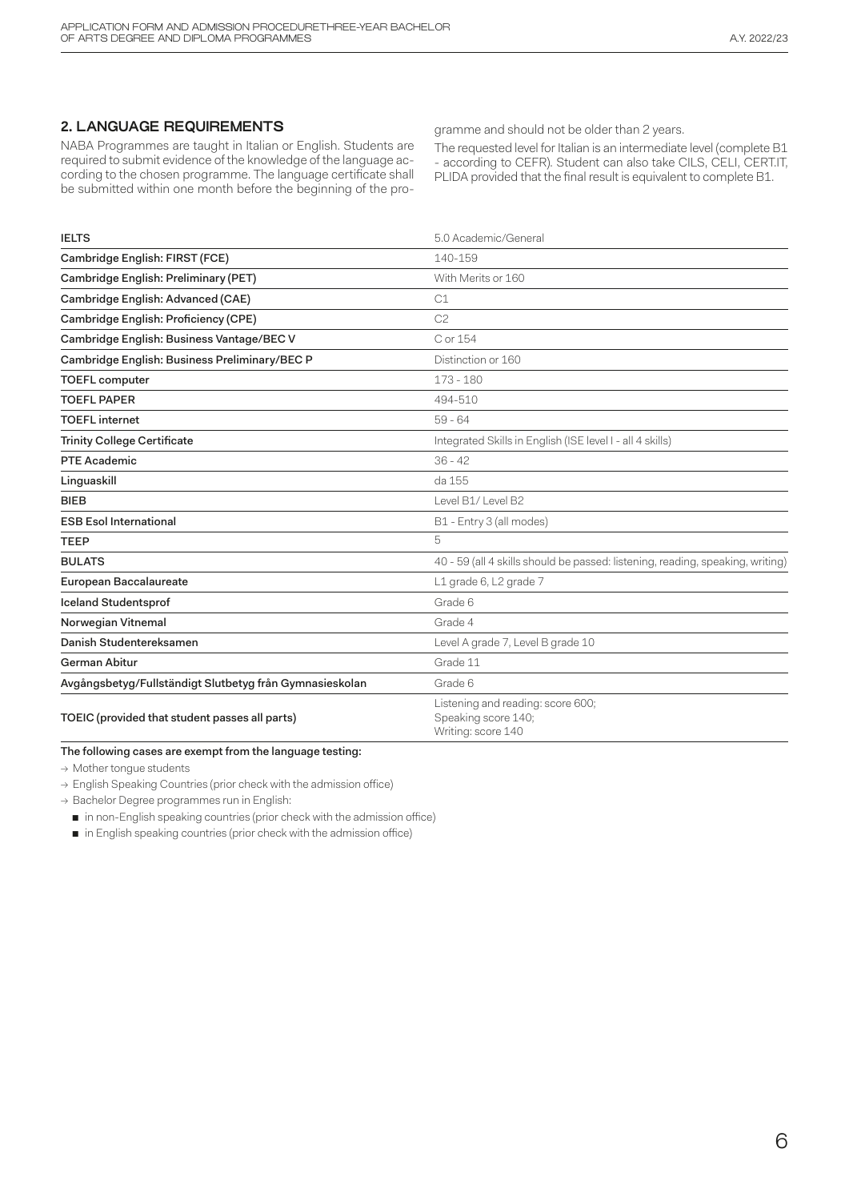## 2. LANGUAGE REQUIREMENTS

NABA Programmes are taught in Italian or English. Students are required to submit evidence of the knowledge of the language according to the chosen programme. The language certificate shall be submitted within one month before the beginning of the programme and should not be older than 2 years.

The requested level for Italian is an intermediate level (complete B1 - according to CEFR). Student can also take CILS, CELI, CERT.IT, PLIDA provided that the final result is equivalent to complete B1.

| | |
|---|---|
| IELTS | 5.0 Academic/General |
| Cambridge English: FIRST (FCE) | 140-159 |
| Cambridge English: Preliminary (PET) | With Merits or 160 |
| Cambridge English: Advanced (CAE) | C1 |
| Cambridge English: Proficiency (CPE) | C2 |
| Cambridge English: Business Vantage/BEC V | C or 154 |
| Cambridge English: Business Preliminary/BEC P | Distinction or 160 |
| TOEFL computer | 173 - 180 |
| TOEFL PAPER | 494-510 |
| TOEFL internet | 59 - 64 |
| Trinity College Certificate | Integrated Skills in English (ISE level I - all 4 skills) |
| PTE Academic | 36 - 42 |
| Linguaskill | da 155 |
| BIEB | Level B1/ Level B2 |
| ESB Esol International | B1 - Entry 3 (all modes) |
| TEEP | 5 |
| BULATS | 40 - 59 (all 4 skills should be passed: listening, reading, speaking, writing) |
| European Baccalaureate | L1 grade 6, L2 grade 7 |
| Iceland Studentsprof | Grade 6 |
| Norwegian Vitnemal | Grade 4 |
| Danish Studentereksamen | Level A grade 7, Level B grade 10 |
| German Abitur | Grade 11 |
| Avgångsbetyg/Fullständigt Slutbetyg från Gymnasieskolan | Grade 6 |
| TOEIC (provided that student passes all parts) | Listening and reading: score 600;<br>Speaking score 140;<br>Writing: score 140 |

**The following cases are exempt from the language testing:**

→ Mother tongue students

→ English Speaking Countries (prior check with the admission office)

→ Bachelor Degree programmes run in English:

- in non-English speaking countries (prior check with the admission office)
- in English speaking countries (prior check with the admission office)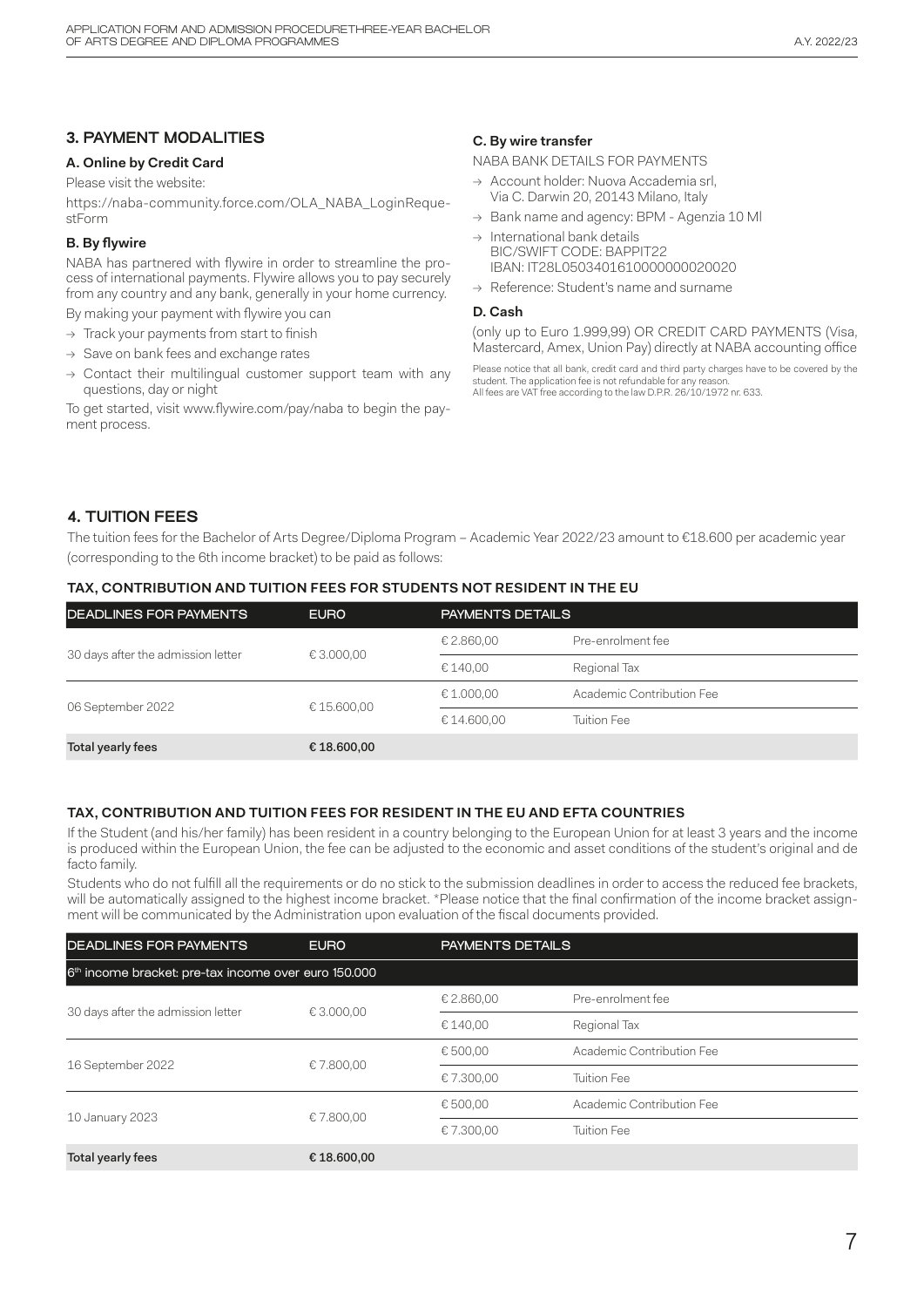## 3. PAYMENT MODALITIES

### A. Online by Credit Card

Please visit the website:

https://naba-community.force.com/OLA_NABA_LoginRequestForm

### B. By flywire

NABA has partnered with flywire in order to streamline the process of international payments. Flywire allows you to pay securely from any country and any bank, generally in your home currency.

By making your payment with flywire you can

- → Track your payments from start to finish
- → Save on bank fees and exchange rates
- → Contact their multilingual customer support team with any questions, day or night

To get started, visit www.flywire.com/pay/naba to begin the payment process.

### C. By wire transfer

NABA BANK DETAILS FOR PAYMENTS

- → Account holder: Nuova Accademia srl, Via C. Darwin 20, 20143 Milano, Italy
- → Bank name and agency: BPM - Agenzia 10 MI
- → International bank details
  BIC/SWIFT CODE: BAPPIT22
  IBAN: IT28L0503401610000000020020
- → Reference: Student's name and surname

### D. Cash

(only up to Euro 1.999,99) OR CREDIT CARD PAYMENTS (Visa, Mastercard, Amex, Union Pay) directly at NABA accounting office

Please notice that all bank, credit card and third party charges have to be covered by the student. The application fee is not refundable for any reason.
All fees are VAT free according to the law D.P.R. 26/10/1972 nr. 633.

## 4. TUITION FEES

The tuition fees for the Bachelor of Arts Degree/Diploma Program – Academic Year 2022/23 amount to €18.600 per academic year (corresponding to the 6th income bracket) to be paid as follows:

### TAX, CONTRIBUTION AND TUITION FEES FOR STUDENTS NOT RESIDENT IN THE EU

| DEADLINES FOR PAYMENTS | EURO | PAYMENTS DETAILS | |
|---|---|---|---|
| 30 days after the admission letter | € 3.000,00 | € 2.860,00 | Pre-enrolment fee |
| | | € 140,00 | Regional Tax |
| 06 September 2022 | € 15.600,00 | € 1.000,00 | Academic Contribution Fee |
| | | € 14.600,00 | Tuition Fee |
| **Total yearly fees** | **€ 18.600,00** | | |

### TAX, CONTRIBUTION AND TUITION FEES FOR RESIDENT IN THE EU AND EFTA COUNTRIES

If the Student (and his/her family) has been resident in a country belonging to the European Union for at least 3 years and the income is produced within the European Union, the fee can be adjusted to the economic and asset conditions of the student's original and de facto family.

Students who do not fulfill all the requirements or do no stick to the submission deadlines in order to access the reduced fee brackets, will be automatically assigned to the highest income bracket. *Please notice that the final confirmation of the income bracket assignment will be communicated by the Administration upon evaluation of the fiscal documents provided.

| DEADLINES FOR PAYMENTS | EURO | PAYMENTS DETAILS | |
|---|---|---|---|
| 6th income bracket: pre-tax income over euro 150.000 | | | |
| 30 days after the admission letter | € 3.000,00 | € 2.860,00 | Pre-enrolment fee |
| | | € 140,00 | Regional Tax |
| 16 September 2022 | € 7.800,00 | € 500,00 | Academic Contribution Fee |
| | | € 7.300,00 | Tuition Fee |
| 10 January 2023 | € 7.800,00 | € 500,00 | Academic Contribution Fee |
| | | € 7.300,00 | Tuition Fee |
| **Total yearly fees** | **€ 18.600,00** | | |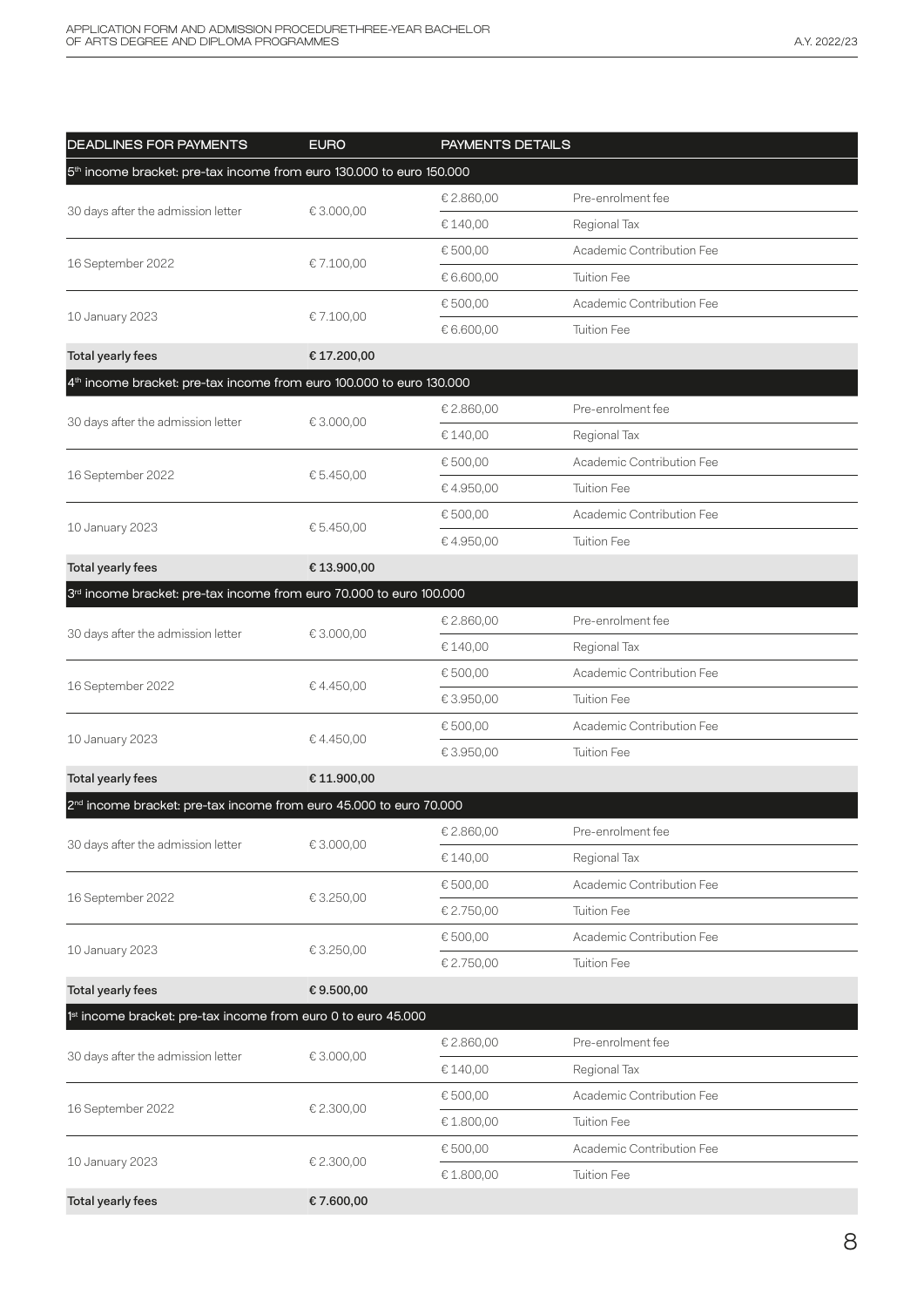| DEADLINES FOR PAYMENTS | EURO | PAYMENTS DETAILS | |
|---|---|---|---|
| 5th income bracket: pre-tax income from euro 130.000 to euro 150.000 | | | |
| 30 days after the admission letter | € 3.000,00 | € 2.860,00 | Pre-enrolment fee |
| | | € 140,00 | Regional Tax |
| 16 September 2022 | € 7.100,00 | € 500,00 | Academic Contribution Fee |
| | | € 6.600,00 | Tuition Fee |
| 10 January 2023 | € 7.100,00 | € 500,00 | Academic Contribution Fee |
| | | € 6.600,00 | Tuition Fee |
| **Total yearly fees** | **€ 17.200,00** | | |
| 4th income bracket: pre-tax income from euro 100.000 to euro 130.000 | | | |
| 30 days after the admission letter | € 3.000,00 | € 2.860,00 | Pre-enrolment fee |
| | | € 140,00 | Regional Tax |
| 16 September 2022 | € 5.450,00 | € 500,00 | Academic Contribution Fee |
| | | € 4.950,00 | Tuition Fee |
| 10 January 2023 | € 5.450,00 | € 500,00 | Academic Contribution Fee |
| | | € 4.950,00 | Tuition Fee |
| **Total yearly fees** | **€ 13.900,00** | | |
| 3rd income bracket: pre-tax income from euro 70.000 to euro 100.000 | | | |
| 30 days after the admission letter | € 3.000,00 | € 2.860,00 | Pre-enrolment fee |
| | | € 140,00 | Regional Tax |
| 16 September 2022 | € 4.450,00 | € 500,00 | Academic Contribution Fee |
| | | € 3.950,00 | Tuition Fee |
| 10 January 2023 | € 4.450,00 | € 500,00 | Academic Contribution Fee |
| | | € 3.950,00 | Tuition Fee |
| **Total yearly fees** | **€ 11.900,00** | | |
| 2nd income bracket: pre-tax income from euro 45.000 to euro 70.000 | | | |
| 30 days after the admission letter | € 3.000,00 | € 2.860,00 | Pre-enrolment fee |
| | | € 140,00 | Regional Tax |
| 16 September 2022 | € 3.250,00 | € 500,00 | Academic Contribution Fee |
| | | € 2.750,00 | Tuition Fee |
| 10 January 2023 | € 3.250,00 | € 500,00 | Academic Contribution Fee |
| | | € 2.750,00 | Tuition Fee |
| **Total yearly fees** | **€ 9.500,00** | | |
| 1st income bracket: pre-tax income from euro 0 to euro 45.000 | | | |
| 30 days after the admission letter | € 3.000,00 | € 2.860,00 | Pre-enrolment fee |
| | | € 140,00 | Regional Tax |
| 16 September 2022 | € 2.300,00 | € 500,00 | Academic Contribution Fee |
| | | € 1.800,00 | Tuition Fee |
| 10 January 2023 | € 2.300,00 | € 500,00 | Academic Contribution Fee |
| | | € 1.800,00 | Tuition Fee |
| **Total yearly fees** | **€ 7.600,00** | | |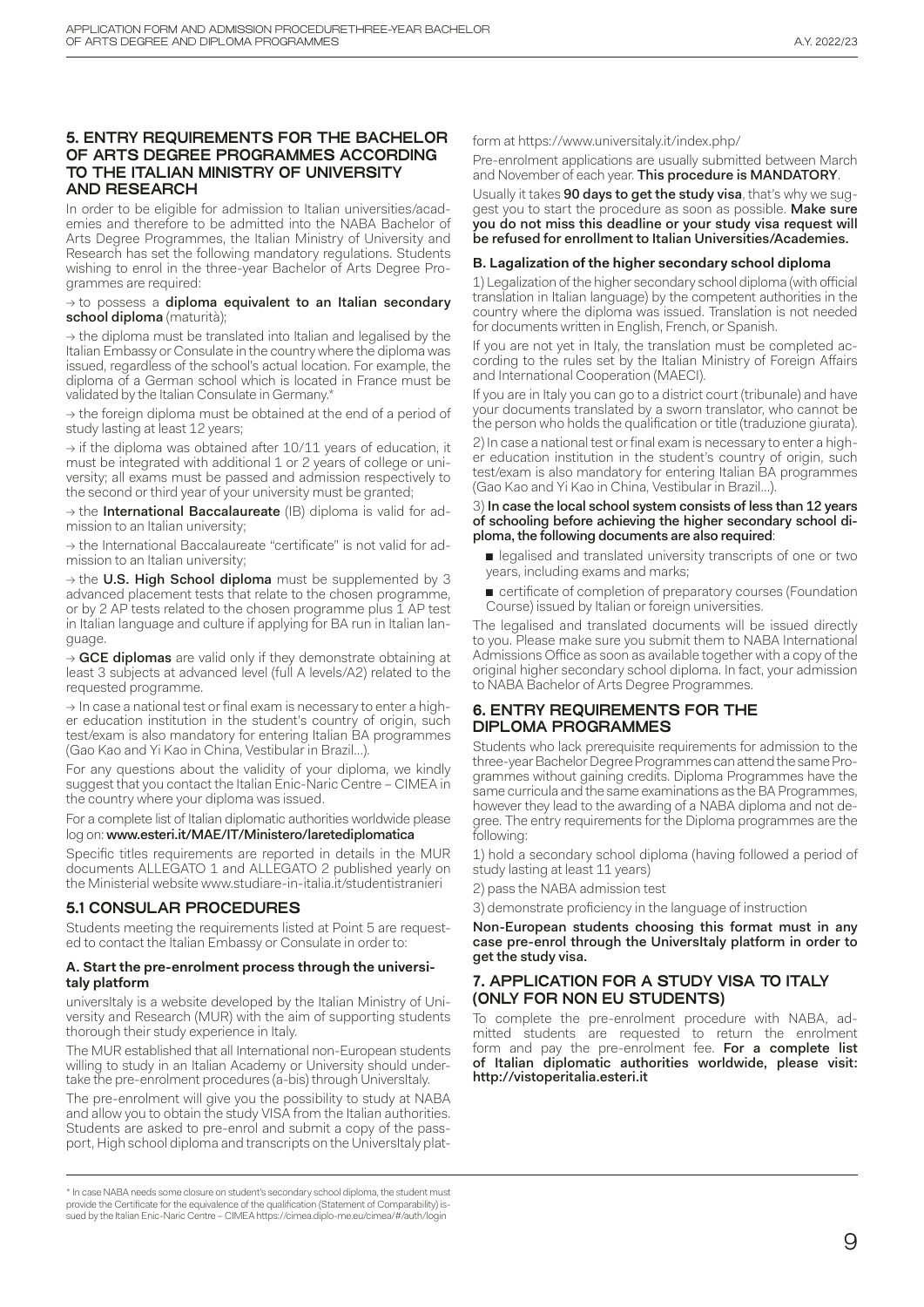## 5. ENTRY REQUIREMENTS FOR THE BACHELOR OF ARTS DEGREE PROGRAMMES ACCORDING TO THE ITALIAN MINISTRY OF UNIVERSITY AND RESEARCH

In order to be eligible for admission to Italian universities/academies and therefore to be admitted into the NABA Bachelor of Arts Degree Programmes, the Italian Ministry of University and Research has set the following mandatory regulations. Students wishing to enrol in the three-year Bachelor of Arts Degree Programmes are required:

→ to possess a **diploma equivalent to an Italian secondary school diploma** (maturità);

→ the diploma must be translated into Italian and legalised by the Italian Embassy or Consulate in the country where the diploma was issued, regardless of the school's actual location. For example, the diploma of a German school which is located in France must be validated by the Italian Consulate in Germany.*

→ the foreign diploma must be obtained at the end of a period of study lasting at least 12 years;

→ if the diploma was obtained after 10/11 years of education, it must be integrated with additional 1 or 2 years of college or university; all exams must be passed and admission respectively to the second or third year of your university must be granted;

→ the **International Baccalaureate** (IB) diploma is valid for admission to an Italian university;

→ the International Baccalaureate "certificate" is not valid for admission to an Italian university;

→ the **U.S. High School diploma** must be supplemented by 3 advanced placement tests that relate to the chosen programme, or by 2 AP tests related to the chosen programme plus 1 AP test in Italian language and culture if applying for BA run in Italian language.

→ **GCE diplomas** are valid only if they demonstrate obtaining at least 3 subjects at advanced level (full A levels/A2) related to the requested programme.

→ In case a national test or final exam is necessary to enter a higher education institution in the student's country of origin, such test/exam is also mandatory for entering Italian BA programmes (Gao Kao and Yi Kao in China, Vestibular in Brazil…).

For any questions about the validity of your diploma, we kindly suggest that you contact the Italian Enic-Naric Centre – CIMEA in the country where your diploma was issued.

For a complete list of Italian diplomatic authorities worldwide please log on: **www.esteri.it/MAE/IT/Ministero/laretediplomatica**

Specific titles requirements are reported in details in the MUR documents ALLEGATO 1 and ALLEGATO 2 published yearly on the Ministerial website www.studiare-in-italia.it/studentistranieri

### 5.1 CONSULAR PROCEDURES

Students meeting the requirements listed at Point 5 are requested to contact the Italian Embassy or Consulate in order to:

**A. Start the pre-enrolment process through the universitaly platform**

universItaly is a website developed by the Italian Ministry of University and Research (MUR) with the aim of supporting students thorough their study experience in Italy.

The MUR established that all International non-European students willing to study in an Italian Academy or University should undertake the pre-enrolment procedures (a-bis) through UniversItaly.

The pre-enrolment will give you the possibility to study at NABA and allow you to obtain the study VISA from the Italian authorities. Students are asked to pre-enrol and submit a copy of the passport, High school diploma and transcripts on the UniversItaly platform at https://www.universitaly.it/index.php/

Pre-enrolment applications are usually submitted between March and November of each year. **This procedure is MANDATORY**.

Usually it takes **90 days to get the study visa**, that's why we suggest you to start the procedure as soon as possible. **Make sure you do not miss this deadline or your study visa request will be refused for enrollment to Italian Universities/Academies.**

**B. Lagalization of the higher secondary school diploma**

1) Legalization of the higher secondary school diploma (with official translation in Italian language) by the competent authorities in the country where the diploma was issued. Translation is not needed for documents written in English, French, or Spanish.

If you are not yet in Italy, the translation must be completed according to the rules set by the Italian Ministry of Foreign Affairs and International Cooperation (MAECI).

If you are in Italy you can go to a district court (tribunale) and have your documents translated by a sworn translator, who cannot be the person who holds the qualification or title (traduzione giurata).

2) In case a national test or final exam is necessary to enter a higher education institution in the student's country of origin, such test/exam is also mandatory for entering Italian BA programmes (Gao Kao and Yi Kao in China, Vestibular in Brazil…).

3) **In case the local school system consists of less than 12 years of schooling before achieving the higher secondary school diploma, the following documents are also required**:

- legalised and translated university transcripts of one or two years, including exams and marks;
- certificate of completion of preparatory courses (Foundation Course) issued by Italian or foreign universities.

The legalised and translated documents will be issued directly to you. Please make sure you submit them to NABA International Admissions Office as soon as available together with a copy of the original higher secondary school diploma. In fact, your admission to NABA Bachelor of Arts Degree Programmes.

## 6. ENTRY REQUIREMENTS FOR THE DIPLOMA PROGRAMMES

Students who lack prerequisite requirements for admission to the three-year Bachelor Degree Programmes can attend the same Programmes without gaining credits. Diploma Programmes have the same curricula and the same examinations as the BA Programmes, however they lead to the awarding of a NABA diploma and not degree. The entry requirements for the Diploma programmes are the following:

1) hold a secondary school diploma (having followed a period of study lasting at least 11 years)

2) pass the NABA admission test

3) demonstrate proficiency in the language of instruction

**Non-European students choosing this format must in any case pre-enrol through the UniversItaly platform in order to get the study visa.**

## 7. APPLICATION FOR A STUDY VISA TO ITALY (ONLY FOR NON EU STUDENTS)

To complete the pre-enrolment procedure with NABA, admitted students are requested to return the enrolment form and pay the pre-enrolment fee. **For a complete list of Italian diplomatic authorities worldwide, please visit: http://vistoperitalia.esteri.it**

\* In case NABA needs some closure on student's secondary school diploma, the student must provide the Certificate for the equivalence of the qualification (Statement of Comparability) issued by the Italian Enic-Naric Centre – CIMEA https://cimea.diplo-me.eu/cimea/#/auth/login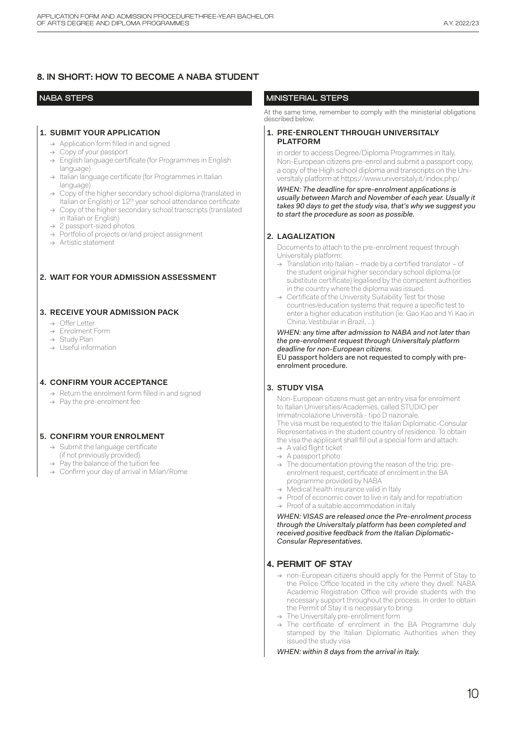## 8. IN SHORT: HOW TO BECOME A NABA STUDENT

### NABA STEPS

**1. SUBMIT YOUR APPLICATION**

- → Application form filled in and signed
- → Copy of your passport
- → English language certificate (for Programmes in English language)
- → Italian language certificate (for Programmes in Italian language)
- → Copy of the higher secondary school diploma (translated in Italian or English) or 12th year school attendance certificate
- → Copy of the higher secondary school transcripts (translated in Italian or English)
- → 2 passport-sized photos
- → Portfolio of projects or/and project assignment
- → Artistic statement

**2. WAIT FOR YOUR ADMISSION ASSESSMENT**

**3. RECEIVE YOUR ADMISSION PACK**

- → Offer Letter
- → Enrolment Form
- → Study Plan
- → Useful information

**4. CONFIRM YOUR ACCEPTANCE**

- → Return the enrolment form filled in and signed
- → Pay the pre-enrolment fee

**5. CONFIRM YOUR ENROLMENT**

- → Submit the language certificate (if not previously provided)
- → Pay the balance of the tuition fee
- → Confirm your day of arrival in Milan/Rome

### MINISTERIAL STEPS

At the same time, remember to comply with the ministerial obligations described below:

**1. PRE-ENROLENT THROUGH UNIVERSITALY PLATFORM**

in order to access Degree/Diploma Programmes in Italy, Non-European citizens pre-enrol and submit a passport copy, a copy of the High school diploma and transcripts on the UniversItaly platform at https://www.universitaly.it/index.php/

*WHEN: The deadline for spre-enrolment applications is usually between March and November of each year. Usually it takes 90 days to get the study visa, that's why we suggest you to start the procedure as soon as possible.*

**2. LAGALIZATION**

Documents to attach to the pre-enrolment request through UniversItaly platform:

- → Translation into Italian – made by a certified translator – of the student original higher secondary school diploma (or substitute certificate) legalised by the competent authorities in the country where the diploma was issued.
- → Certificate of the University Suitability Test for those countries/education systems that require a specific test to enter a higher education institution (ie: Gao Kao and Yi Kao in China, Vestibular in Brazil, ...).

*WHEN: any time after admission to NABA and not later than the pre-enrolment request through UniversItaly platform deadline for non-European citizens.*
EU passport holders are not requested to comply with pre-enrolment procedure.

**3. STUDY VISA**

Non-European citizens must get an entry visa for enrolment to Italian Universities/Academies, called STUDIO per Immatricolazione Università - tipo D nazionale.
The visa must be requested to the Italian Diplomatic-Consular Representatives in the student country of residence. To obtain the visa the applicant shall fill out a special form and attach:

- → A valid flight ticket
- → A passport photo
- → The documentation proving the reason of the trip: pre-enrolment request, certificate of enrolment in the BA programme provided by NABA
- → Medical health insurance valid in Italy
- → Proof of economic cover to live in italy and for repatriation
- → Proof of a suitable accommodation in Italy

*WHEN: VISAS are released once the Pre-enrolment process through the UniversItaly platform has been completed and received positive feedback from the Italian Diplomatic-Consular Representatives.*

**4. PERMIT OF STAY**

- → non-European citizens should apply for the Permit of Stay to the Police Office located in the city where they dwell. NABA Academic Registration Office will provide students with the necessary support throughout the process. In order to obtain the Permit of Stay it is necessary to bring:
- → The UniversItaly pre-enrollment form
- → The certificate of enrolment in the BA Programme duly stamped by the Italian Diplomatic Authorities when they issued the study visa

*WHEN: within 8 days from the arrival in Italy.*